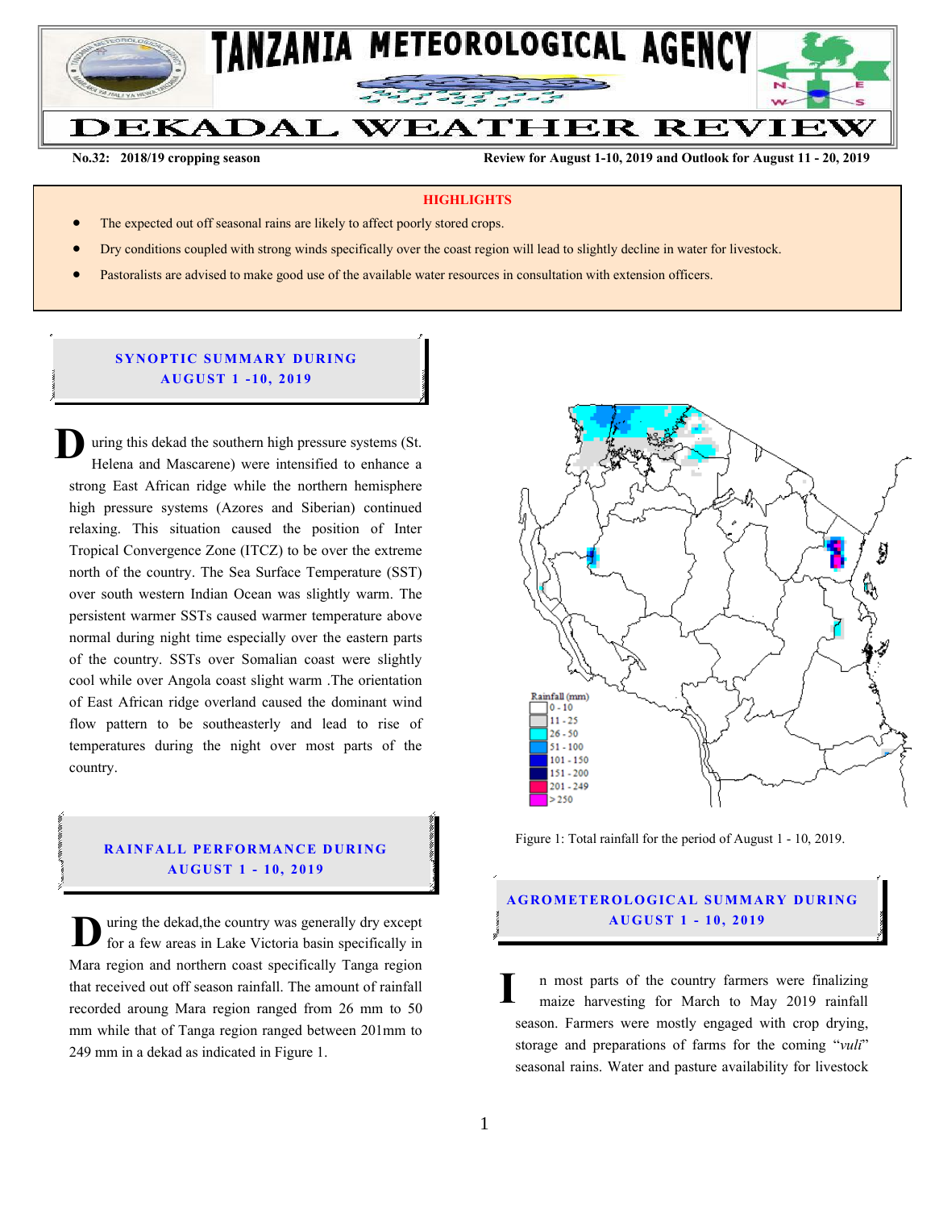# TANZANIA METEOROLOGICAL AGENCY

# DEKADAL WEATHER REVIEW

**No.32: 2018/19 cropping season** | **Review for August 1-10, 2019 and Outlook for August 11 - 20, 2019**

## HIGHLIGHTS

- The expected out off seasonal rains are likely to affect poorly stored crops.
- Dry conditions coupled with strong winds specifically over the coast region will lead to slightly decline in water for livestock.
- Pastoralists are advised to make good use of the available water resources in consultation with extension officers.

## SYNOPTIC SUMMARY DURING AUGUST 1 -10, 2019

During this dekad the southern high pressure systems (St. Helena and Mascarene) were intensified to enhance a strong East African ridge while the northern hemisphere high pressure systems (Azores and Siberian) continued relaxing. This situation caused the position of Inter Tropical Convergence Zone (ITCZ) to be over the extreme north of the country. The Sea Surface Temperature (SST) over south western Indian Ocean was slightly warm. The persistent warmer SSTs caused warmer temperature above normal during night time especially over the eastern parts of the country. SSTs over Somalian coast were slightly cool while over Angola coast slight warm .The orientation of East African ridge overland caused the dominant wind flow pattern to be southeasterly and lead to rise of temperatures during the night over most parts of the country.

## RAINFALL PERFORMANCE DURING AUGUST 1 - 10, 2019

During the dekad,the country was generally dry except for a few areas in Lake Victoria basin specifically in Mara region and northern coast specifically Tanga region that received out off season rainfall. The amount of rainfall recorded aroung Mara region ranged from 26 mm to 50 mm while that of Tanga region ranged between 201mm to 249 mm in a dekad as indicated in Figure 1.

Figure 1: Total rainfall for the period of August 1 - 10, 2019.

## AGROMETEROLOGICAL SUMMARY DURING AUGUST 1 - 10, 2019

In most parts of the country farmers were finalizing maize harvesting for March to May 2019 rainfall season. Farmers were mostly engaged with crop drying, storage and preparations of farms for the coming "*vuli*" seasonal rains. Water and pasture availability for livestock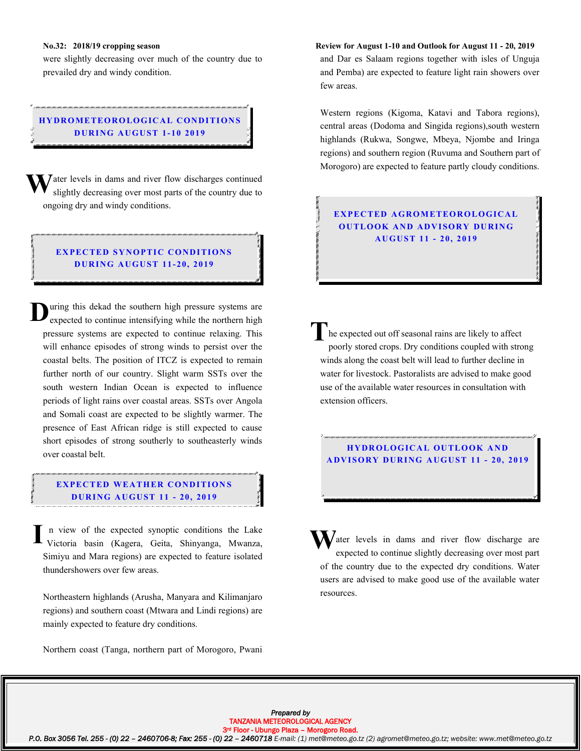were slightly decreasing over much of the country due to prevailed dry and windy condition.

## HYDROMETEOROLOGICAL CONDITIONS DURING AUGUST 1-10 2019

Water levels in dams and river flow discharges continued slightly decreasing over most parts of the country due to ongoing dry and windy conditions.

## EXPECTED SYNOPTIC CONDITIONS DURING AUGUST 11-20, 2019

During this dekad the southern high pressure systems are expected to continue intensifying while the northern high pressure systems are expected to continue relaxing. This will enhance episodes of strong winds to persist over the coastal belts. The position of ITCZ is expected to remain further north of our country. Slight warm SSTs over the south western Indian Ocean is expected to influence periods of light rains over coastal areas. SSTs over Angola and Somali coast are expected to be slightly warmer. The presence of East African ridge is still expected to cause short episodes of strong southerly to southeasterly winds over coastal belt.

## EXPECTED WEATHER CONDITIONS DURING AUGUST 11 - 20, 2019

In view of the expected synoptic conditions the Lake Victoria basin (Kagera, Geita, Shinyanga, Mwanza, Simiyu and Mara regions) are expected to feature isolated thundershowers over few areas.

Northeastern highlands (Arusha, Manyara and Kilimanjaro regions) and southern coast (Mtwara and Lindi regions) are mainly expected to feature dry conditions.

Northern coast (Tanga, northern part of Morogoro, Pwani and Dar es Salaam regions together with isles of Unguja and Pemba) are expected to feature light rain showers over few areas.

Western regions (Kigoma, Katavi and Tabora regions), central areas (Dodoma and Singida regions),south western highlands (Rukwa, Songwe, Mbeya, Njombe and Iringa regions) and southern region (Ruvuma and Southern part of Morogoro) are expected to feature partly cloudy conditions.

## EXPECTED AGROMETEOROLOGICAL OUTLOOK AND ADVISORY DURING AUGUST 11 - 20, 2019

The expected out off seasonal rains are likely to affect poorly stored crops. Dry conditions coupled with strong winds along the coast belt will lead to further decline in water for livestock. Pastoralists are advised to make good use of the available water resources in consultation with extension officers.

## HYDROLOGICAL OUTLOOK AND ADVISORY DURING AUGUST 11 - 20, 2019

Water levels in dams and river flow discharge are expected to continue slightly decreasing over most part of the country due to the expected dry conditions. Water users are advised to make good use of the available water resources.

*Prepared by*
TANZANIA METEOROLOGICAL AGENCY
3rd Floor - Ubungo Plaza – Morogoro Road.
*P.O. Box 3056 Tel. 255 - (0) 22 – 2460706-8; Fax: 255 - (0) 22 – 2460718 E-mail: (1) met@meteo.go.tz (2) agromet@meteo.go.tz; website: www.met@meteo.go.tz*